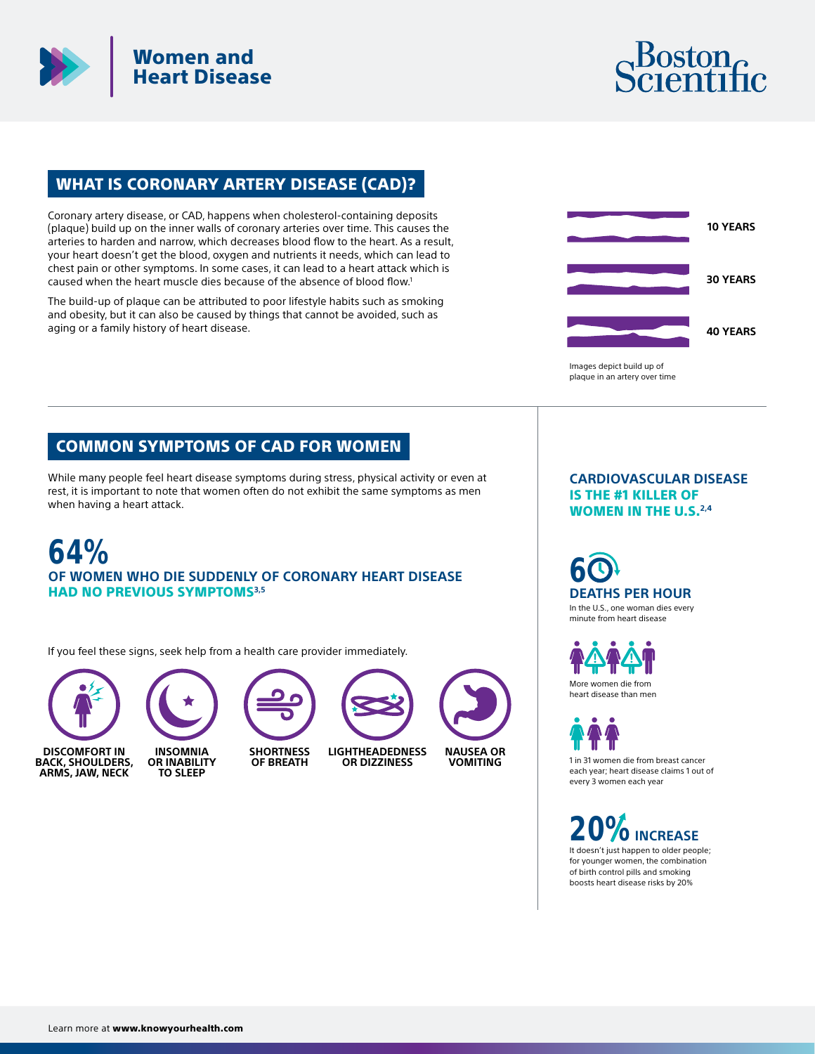# Women and Heart Disease

Boston Scientific

## WHAT IS CORONARY ARTERY DISEASE (CAD)?

Coronary artery disease, or CAD, happens when cholesterol-containing deposits (plaque) build up on the inner walls of coronary arteries over time. This causes the arteries to harden and narrow, which decreases blood flow to the heart. As a result, your heart doesn't get the blood, oxygen and nutrients it needs, which can lead to chest pain or other symptoms. In some cases, it can lead to a heart attack which is caused when the heart muscle dies because of the absence of blood flow.[1]

The build-up of plaque can be attributed to poor lifestyle habits such as smoking and obesity, but it can also be caused by things that cannot be avoided, such as aging or a family history of heart disease.

10 YEARS

30 YEARS

40 YEARS

Images depict build up of plaque in an artery over time

## COMMON SYMPTOMS OF CAD FOR WOMEN

While many people feel heart disease symptoms during stress, physical activity or even at rest, it is important to note that women often do not exhibit the same symptoms as men when having a heart attack.

**64%**

**OF WOMEN WHO DIE SUDDENLY OF CORONARY HEART DISEASE HAD NO PREVIOUS SYMPTOMS**[3,5]

If you feel these signs, seek help from a health care provider immediately.

- **DISCOMFORT IN BACK, SHOULDERS, ARMS, JAW, NECK**
- **INSOMNIA OR INABILITY TO SLEEP**
- **SHORTNESS OF BREATH**
- **LIGHTHEADEDNESS OR DIZZINESS**
- **NAUSEA OR VOMITING**

### CARDIOVASCULAR DISEASE IS THE #1 KILLER OF WOMEN IN THE U.S.[2,4]

**60**

**DEATHS PER HOUR**

In the U.S., one woman dies every minute from heart disease

More women die from heart disease than men

1 in 31 women die from breast cancer each year; heart disease claims 1 out of every 3 women each year

**20% INCREASE**

It doesn't just happen to older people; for younger women, the combination of birth control pills and smoking boosts heart disease risks by 20%

Learn more at **www.knowyourhealth.com**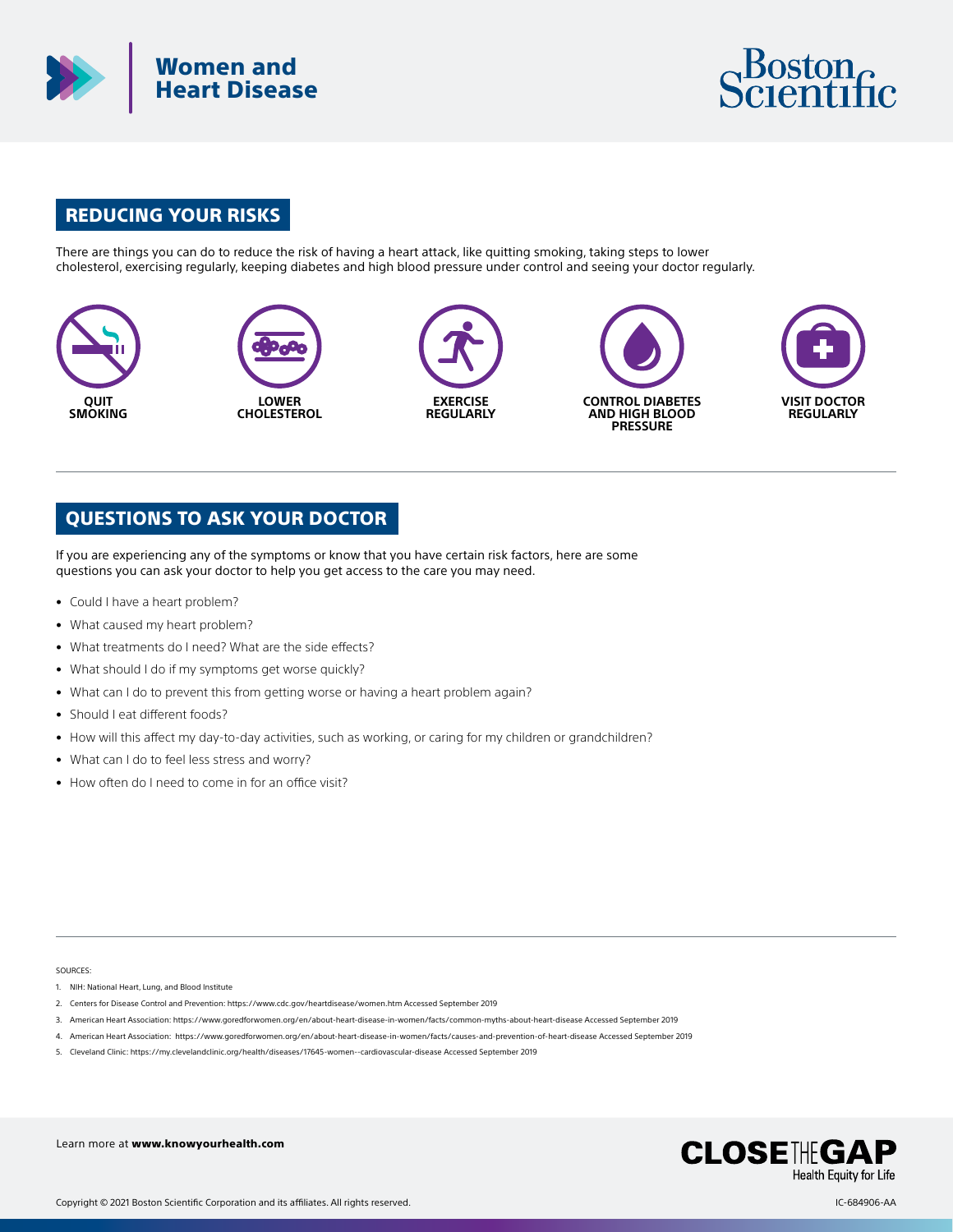# Women and Heart Disease

## REDUCING YOUR RISKS

There are things you can do to reduce the risk of having a heart attack, like quitting smoking, taking steps to lower cholesterol, exercising regularly, keeping diabetes and high blood pressure under control and seeing your doctor regularly.

**QUIT SMOKING**

**LOWER CHOLESTEROL**

**EXERCISE REGULARLY**

**CONTROL DIABETES AND HIGH BLOOD PRESSURE**

**VISIT DOCTOR REGULARLY**

## QUESTIONS TO ASK YOUR DOCTOR

If you are experiencing any of the symptoms or know that you have certain risk factors, here are some questions you can ask your doctor to help you get access to the care you may need.

- Could I have a heart problem?
- What caused my heart problem?
- What treatments do I need? What are the side effects?
- What should I do if my symptoms get worse quickly?
- What can I do to prevent this from getting worse or having a heart problem again?
- Should I eat different foods?
- How will this affect my day-to-day activities, such as working, or caring for my children or grandchildren?
- What can I do to feel less stress and worry?
- How often do I need to come in for an office visit?

SOURCES:

1. NIH: National Heart, Lung, and Blood Institute
2. Centers for Disease Control and Prevention: https://www.cdc.gov/heartdisease/women.htm Accessed September 2019
3. American Heart Association: https://www.goredforwomen.org/en/about-heart-disease-in-women/facts/common-myths-about-heart-disease Accessed September 2019
4. American Heart Association: https://www.goredforwomen.org/en/about-heart-disease-in-women/facts/causes-and-prevention-of-heart-disease Accessed September 2019
5. Cleveland Clinic: https://my.clevelandclinic.org/health/diseases/17645-women--cardiovascular-disease Accessed September 2019

Learn more at **www.knowyourhealth.com**

CLOSE THE GAP
Health Equity for Life

Copyright © 2021 Boston Scientific Corporation and its affiliates. All rights reserved.

IC-684906-AA